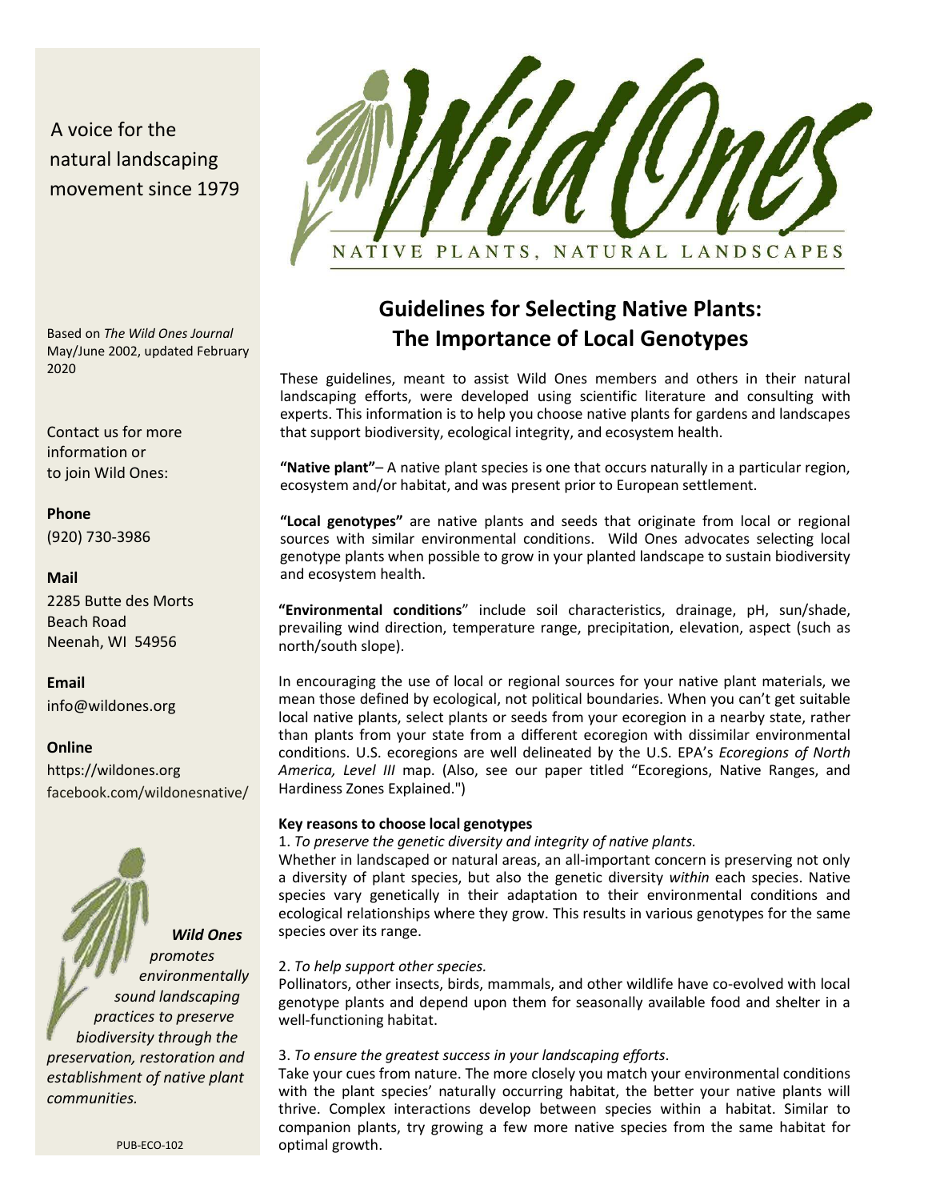A voice for the natural landscaping movement since 1979

Based on *The Wild Ones Journal* May/June 2002, updated February 2020

Contact us for more information or to join Wild Ones:

**Phone**
(920) 730-3986

**Mail**
2285 Butte des Morts
Beach Road
Neenah, WI 54956

**Email**
info@wildones.org

**Online**
https://wildones.org
facebook.com/wildonesnative/

***Wild Ones*** *promotes environmentally sound landscaping practices to preserve biodiversity through the preservation, restoration and establishment of native plant communities.*

PUB-ECO-102

Wild Ones

NATIVE PLANTS, NATURAL LANDSCAPES

# Guidelines for Selecting Native Plants: The Importance of Local Genotypes

These guidelines, meant to assist Wild Ones members and others in their natural landscaping efforts, were developed using scientific literature and consulting with experts. This information is to help you choose native plants for gardens and landscapes that support biodiversity, ecological integrity, and ecosystem health.

**"Native plant"**– A native plant species is one that occurs naturally in a particular region, ecosystem and/or habitat, and was present prior to European settlement.

**"Local genotypes"** are native plants and seeds that originate from local or regional sources with similar environmental conditions. Wild Ones advocates selecting local genotype plants when possible to grow in your planted landscape to sustain biodiversity and ecosystem health.

**"Environmental conditions**" include soil characteristics, drainage, pH, sun/shade, prevailing wind direction, temperature range, precipitation, elevation, aspect (such as north/south slope).

In encouraging the use of local or regional sources for your native plant materials, we mean those defined by ecological, not political boundaries. When you can't get suitable local native plants, select plants or seeds from your ecoregion in a nearby state, rather than plants from your state from a different ecoregion with dissimilar environmental conditions. U.S. ecoregions are well delineated by the U.S. EPA's *Ecoregions of North America, Level III* map. (Also, see our paper titled "Ecoregions, Native Ranges, and Hardiness Zones Explained.")

**Key reasons to choose local genotypes**

1. *To preserve the genetic diversity and integrity of native plants.*
Whether in landscaped or natural areas, an all-important concern is preserving not only a diversity of plant species, but also the genetic diversity *within* each species. Native species vary genetically in their adaptation to their environmental conditions and ecological relationships where they grow. This results in various genotypes for the same species over its range.

2. *To help support other species.*
Pollinators, other insects, birds, mammals, and other wildlife have co-evolved with local genotype plants and depend upon them for seasonally available food and shelter in a well-functioning habitat.

3. *To ensure the greatest success in your landscaping efforts*.
Take your cues from nature. The more closely you match your environmental conditions with the plant species' naturally occurring habitat, the better your native plants will thrive. Complex interactions develop between species within a habitat. Similar to companion plants, try growing a few more native species from the same habitat for optimal growth.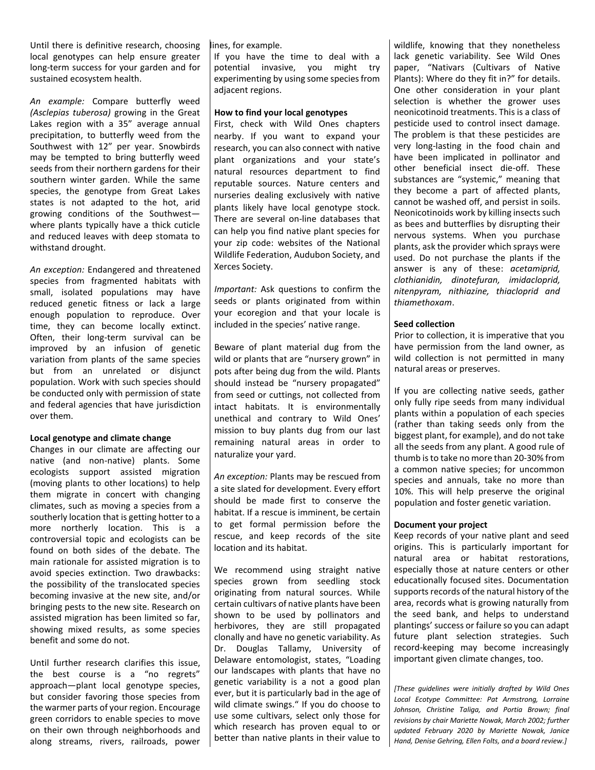Until there is definitive research, choosing local genotypes can help ensure greater long-term success for your garden and for sustained ecosystem health.

*An example:* Compare butterfly weed *(Asclepias tuberosa)* growing in the Great Lakes region with a 35" average annual precipitation, to butterfly weed from the Southwest with 12" per year. Snowbirds may be tempted to bring butterfly weed seeds from their northern gardens for their southern winter garden. While the same species, the genotype from Great Lakes states is not adapted to the hot, arid growing conditions of the Southwest—where plants typically have a thick cuticle and reduced leaves with deep stomata to withstand drought.

*An exception:* Endangered and threatened species from fragmented habitats with small, isolated populations may have reduced genetic fitness or lack a large enough population to reproduce. Over time, they can become locally extinct. Often, their long-term survival can be improved by an infusion of genetic variation from plants of the same species but from an unrelated or disjunct population. Work with such species should be conducted only with permission of state and federal agencies that have jurisdiction over them.

**Local genotype and climate change**

Changes in our climate are affecting our native (and non-native) plants. Some ecologists support assisted migration (moving plants to other locations) to help them migrate in concert with changing climates, such as moving a species from a southerly location that is getting hotter to a more northerly location. This is a controversial topic and ecologists can be found on both sides of the debate. The main rationale for assisted migration is to avoid species extinction. Two drawbacks: the possibility of the translocated species becoming invasive at the new site, and/or bringing pests to the new site. Research on assisted migration has been limited so far, showing mixed results, as some species benefit and some do not.

Until further research clarifies this issue, the best course is a "no regrets" approach—plant local genotype species, but consider favoring those species from the warmer parts of your region. Encourage green corridors to enable species to move on their own through neighborhoods and along streams, rivers, railroads, power lines, for example.

If you have the time to deal with a potential invasive, you might try experimenting by using some species from adjacent regions.

**How to find your local genotypes**

First, check with Wild Ones chapters nearby. If you want to expand your research, you can also connect with native plant organizations and your state's natural resources department to find reputable sources. Nature centers and nurseries dealing exclusively with native plants likely have local genotype stock. There are several on-line databases that can help you find native plant species for your zip code: websites of the National Wildlife Federation, Audubon Society, and Xerces Society.

*Important:* Ask questions to confirm the seeds or plants originated from within your ecoregion and that your locale is included in the species' native range.

Beware of plant material dug from the wild or plants that are "nursery grown" in pots after being dug from the wild. Plants should instead be "nursery propagated" from seed or cuttings, not collected from intact habitats. It is environmentally unethical and contrary to Wild Ones' mission to buy plants dug from our last remaining natural areas in order to naturalize your yard.

*An exception:* Plants may be rescued from a site slated for development. Every effort should be made first to conserve the habitat. If a rescue is imminent, be certain to get formal permission before the rescue, and keep records of the site location and its habitat.

We recommend using straight native species grown from seedling stock originating from natural sources. While certain cultivars of native plants have been shown to be used by pollinators and herbivores, they are still propagated clonally and have no genetic variability. As Dr. Douglas Tallamy, University of Delaware entomologist, states, "Loading our landscapes with plants that have no genetic variability is a not a good plan ever, but it is particularly bad in the age of wild climate swings." If you do choose to use some cultivars, select only those for which research has proven equal to or better than native plants in their value to wildlife, knowing that they nonetheless lack genetic variability. See Wild Ones paper, "Nativars (Cultivars of Native Plants): Where do they fit in?" for details. One other consideration in your plant selection is whether the grower uses neonicotinoid treatments. This is a class of pesticide used to control insect damage. The problem is that these pesticides are very long-lasting in the food chain and have been implicated in pollinator and other beneficial insect die-off. These substances are "systemic," meaning that they become a part of affected plants, cannot be washed off, and persist in soils. Neonicotinoids work by killing insects such as bees and butterflies by disrupting their nervous systems. When you purchase plants, ask the provider which sprays were used. Do not purchase the plants if the answer is any of these: *acetamiprid, clothianidin, dinotefuran, imidacloprid, nitenpyram, nithiazine, thiacloprid and thiamethoxam*.

**Seed collection**

Prior to collection, it is imperative that you have permission from the land owner, as wild collection is not permitted in many natural areas or preserves.

If you are collecting native seeds, gather only fully ripe seeds from many individual plants within a population of each species (rather than taking seeds only from the biggest plant, for example), and do not take all the seeds from any plant. A good rule of thumb is to take no more than 20-30% from a common native species; for uncommon species and annuals, take no more than 10%. This will help preserve the original population and foster genetic variation.

**Document your project**

Keep records of your native plant and seed origins. This is particularly important for natural area or habitat restorations, especially those at nature centers or other educationally focused sites. Documentation supports records of the natural history of the area, records what is growing naturally from the seed bank, and helps to understand plantings' success or failure so you can adapt future plant selection strategies. Such record-keeping may become increasingly important given climate changes, too.

*[These guidelines were initially drafted by Wild Ones Local Ecotype Committee: Pat Armstrong, Lorraine Johnson, Christine Taliga, and Portia Brown; final revisions by chair Mariette Nowak, March 2002; further updated February 2020 by Mariette Nowak, Janice Hand, Denise Gehring, Ellen Folts, and a board review.]*